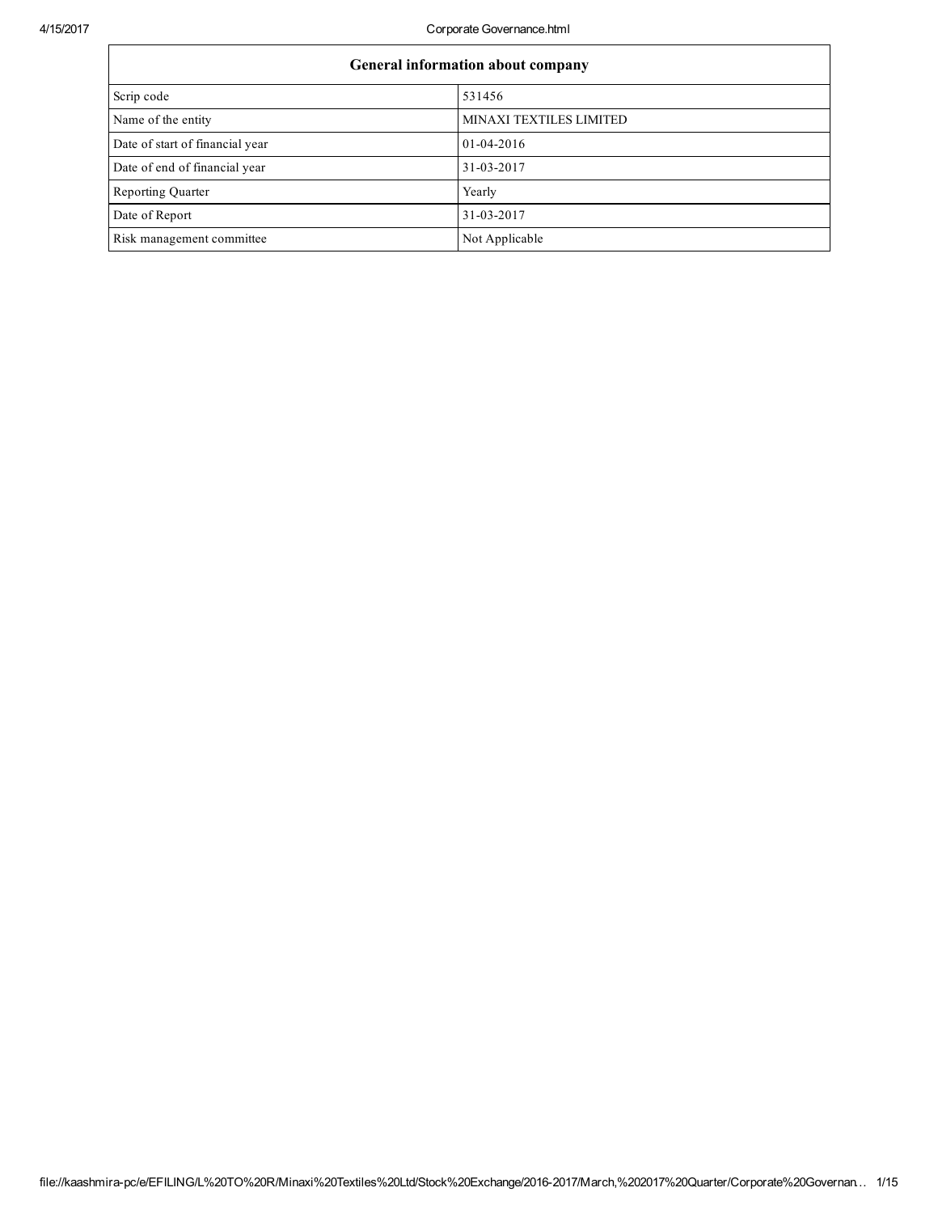| General information about company | |
| --- | --- |
| Scrip code | 531456 |
| Name of the entity | MINAXI TEXTILES LIMITED |
| Date of start of financial year | 01-04-2016 |
| Date of end of financial year | 31-03-2017 |
| Reporting Quarter | Yearly |
| Date of Report | 31-03-2017 |
| Risk management committee | Not Applicable |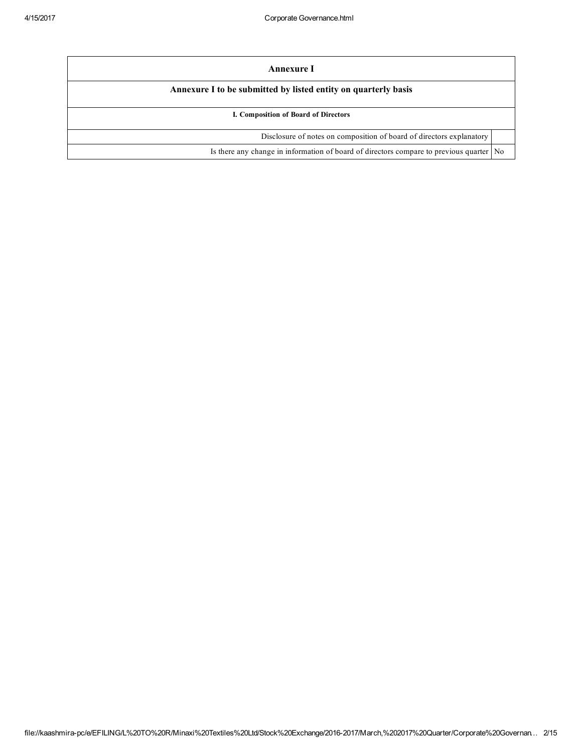| Annexure I | |
|---|---|
| **Annexure I to be submitted by listed entity on quarterly basis** | |
| **I. Composition of Board of Directors** | |
| Disclosure of notes on composition of board of directors explanatory | |
| Is there any change in information of board of directors compare to previous quarter | No |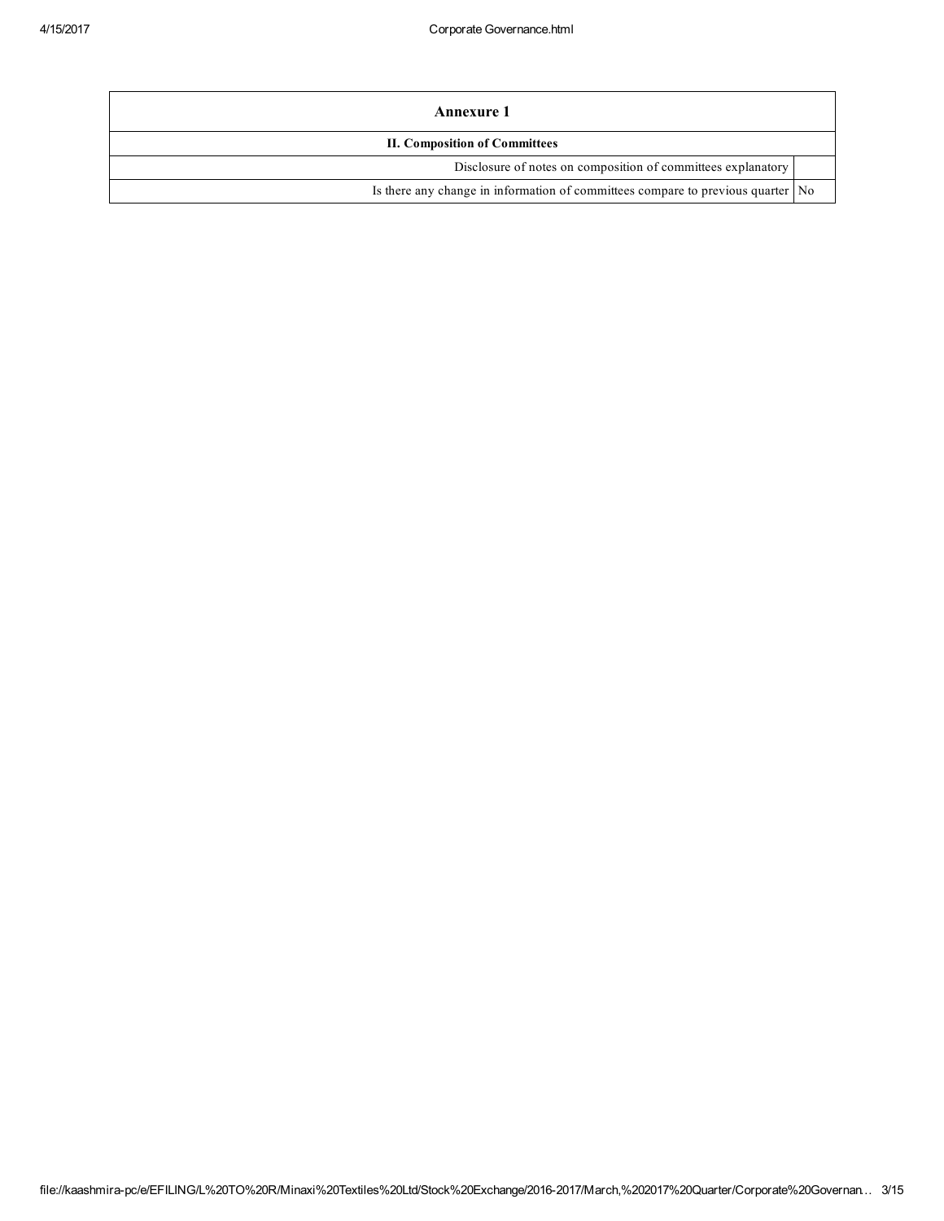| Annexure 1 | |
|---|---|
| **II. Composition of Committees** | |
| Disclosure of notes on composition of committees explanatory | |
| Is there any change in information of committees compare to previous quarter | No |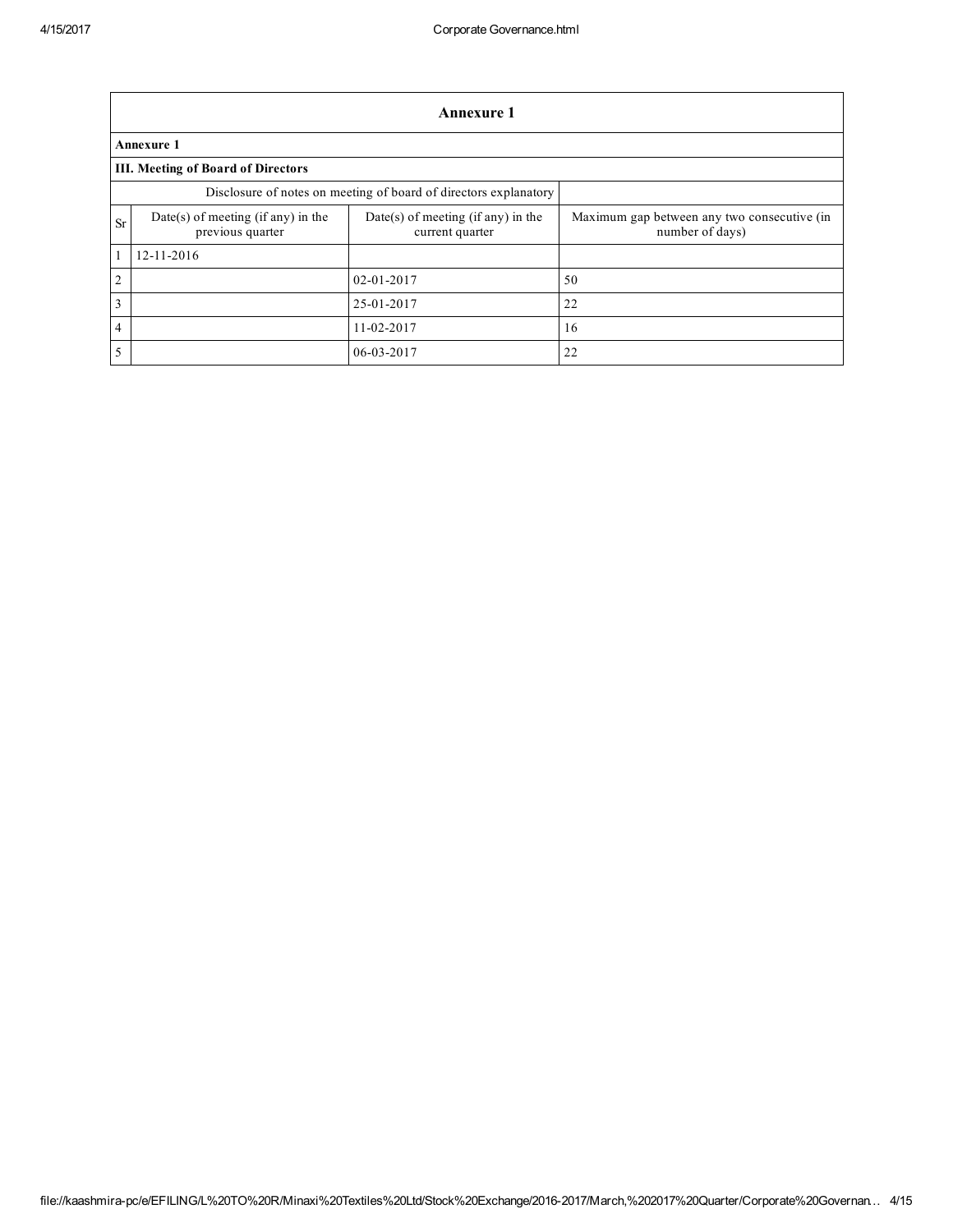| Annexure 1 | | | |
|---|---|---|---|
| **Annexure 1** | | | |
| **III. Meeting of Board of Directors** | | | |
| Disclosure of notes on meeting of board of directors explanatory | | | |
| Sr | Date(s) of meeting (if any) in the previous quarter | Date(s) of meeting (if any) in the current quarter | Maximum gap between any two consecutive (in number of days) |
| 1 | 12-11-2016 | | |
| 2 | | 02-01-2017 | 50 |
| 3 | | 25-01-2017 | 22 |
| 4 | | 11-02-2017 | 16 |
| 5 | | 06-03-2017 | 22 |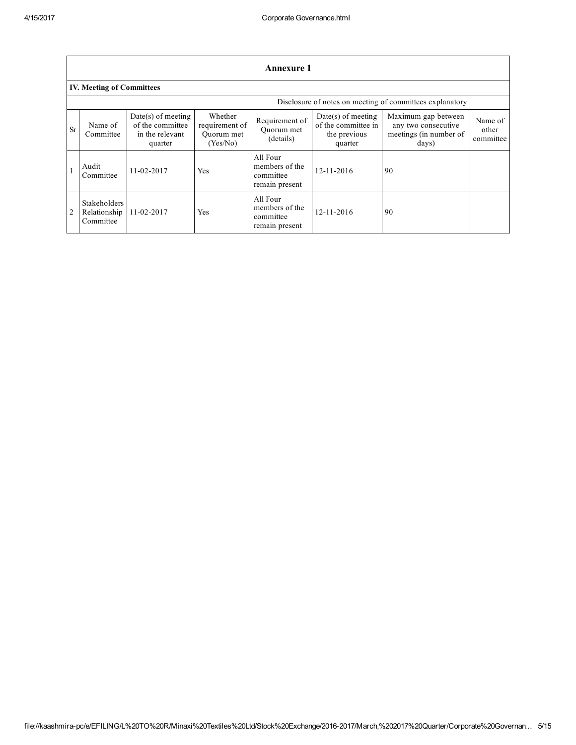## Annexure 1

### IV. Meeting of Committees

| Disclosure of notes on meeting of committees explanatory | | | | | | | |
|---|---|---|---|---|---|---|---|
| Sr | Name of Committee | Date(s) of meeting of the committee in the relevant quarter | Whether requirement of Quorum met (Yes/No) | Requirement of Quorum met (details) | Date(s) of meeting of the committee in the previous quarter | Maximum gap between any two consecutive meetings (in number of days) | Name of other committee |
| 1 | Audit Committee | 11-02-2017 | Yes | All Four members of the committee remain present | 12-11-2016 | 90 | |
| 2 | Stakeholders Relationship Committee | 11-02-2017 | Yes | All Four members of the committee remain present | 12-11-2016 | 90 | |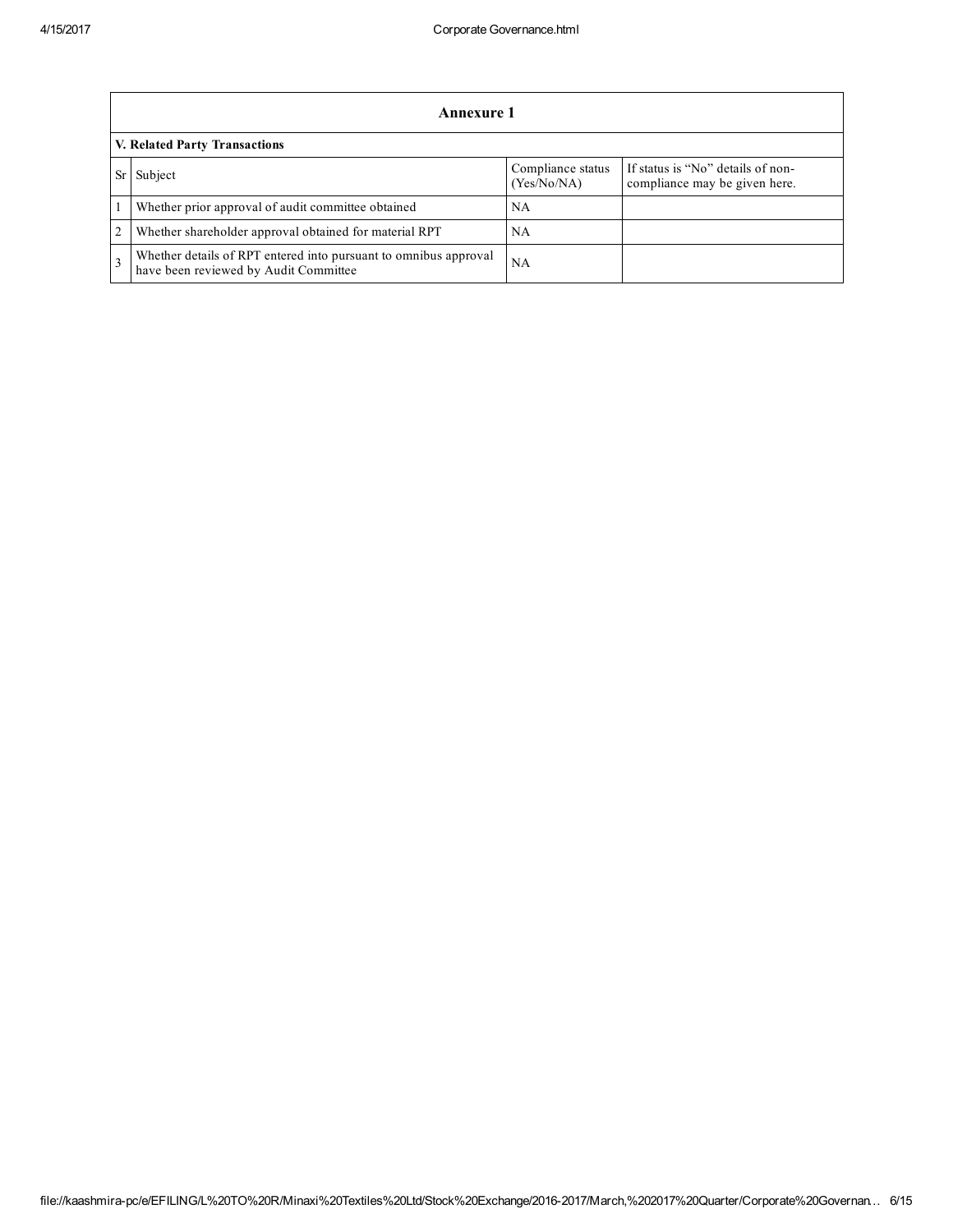## Annexure 1

### V. Related Party Transactions

| Sr | Subject | Compliance status (Yes/No/NA) | If status is "No" details of non-compliance may be given here. |
|---|---|---|---|
| 1 | Whether prior approval of audit committee obtained | NA | |
| 2 | Whether shareholder approval obtained for material RPT | NA | |
| 3 | Whether details of RPT entered into pursuant to omnibus approval have been reviewed by Audit Committee | NA | |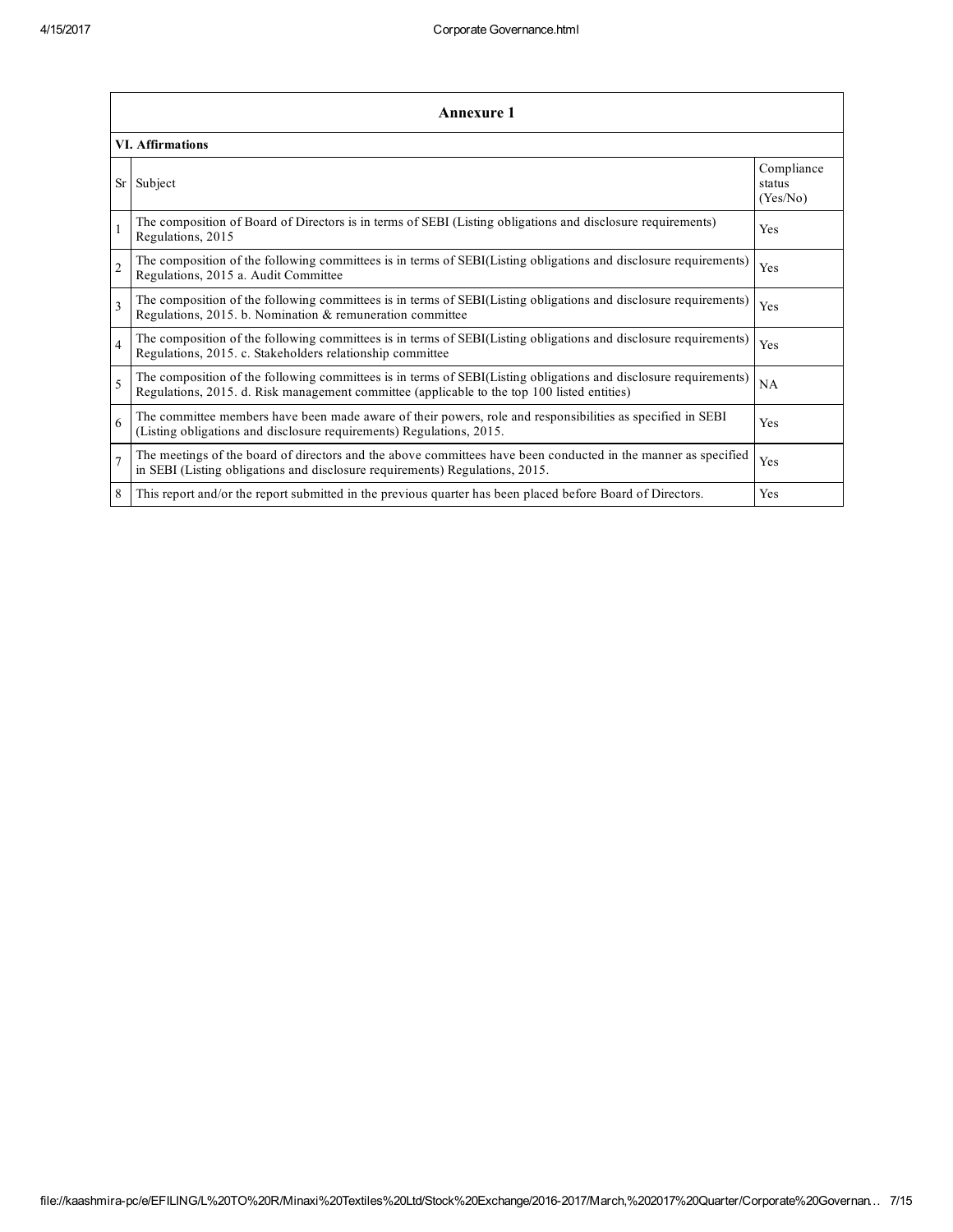## Annexure 1

### VI. Affirmations

| Sr | Subject | Compliance status (Yes/No) |
|---|---|---|
| 1 | The composition of Board of Directors is in terms of SEBI (Listing obligations and disclosure requirements) Regulations, 2015 | Yes |
| 2 | The composition of the following committees is in terms of SEBI(Listing obligations and disclosure requirements) Regulations, 2015 a. Audit Committee | Yes |
| 3 | The composition of the following committees is in terms of SEBI(Listing obligations and disclosure requirements) Regulations, 2015. b. Nomination & remuneration committee | Yes |
| 4 | The composition of the following committees is in terms of SEBI(Listing obligations and disclosure requirements) Regulations, 2015. c. Stakeholders relationship committee | Yes |
| 5 | The composition of the following committees is in terms of SEBI(Listing obligations and disclosure requirements) Regulations, 2015. d. Risk management committee (applicable to the top 100 listed entities) | NA |
| 6 | The committee members have been made aware of their powers, role and responsibilities as specified in SEBI (Listing obligations and disclosure requirements) Regulations, 2015. | Yes |
| 7 | The meetings of the board of directors and the above committees have been conducted in the manner as specified in SEBI (Listing obligations and disclosure requirements) Regulations, 2015. | Yes |
| 8 | This report and/or the report submitted in the previous quarter has been placed before Board of Directors. | Yes |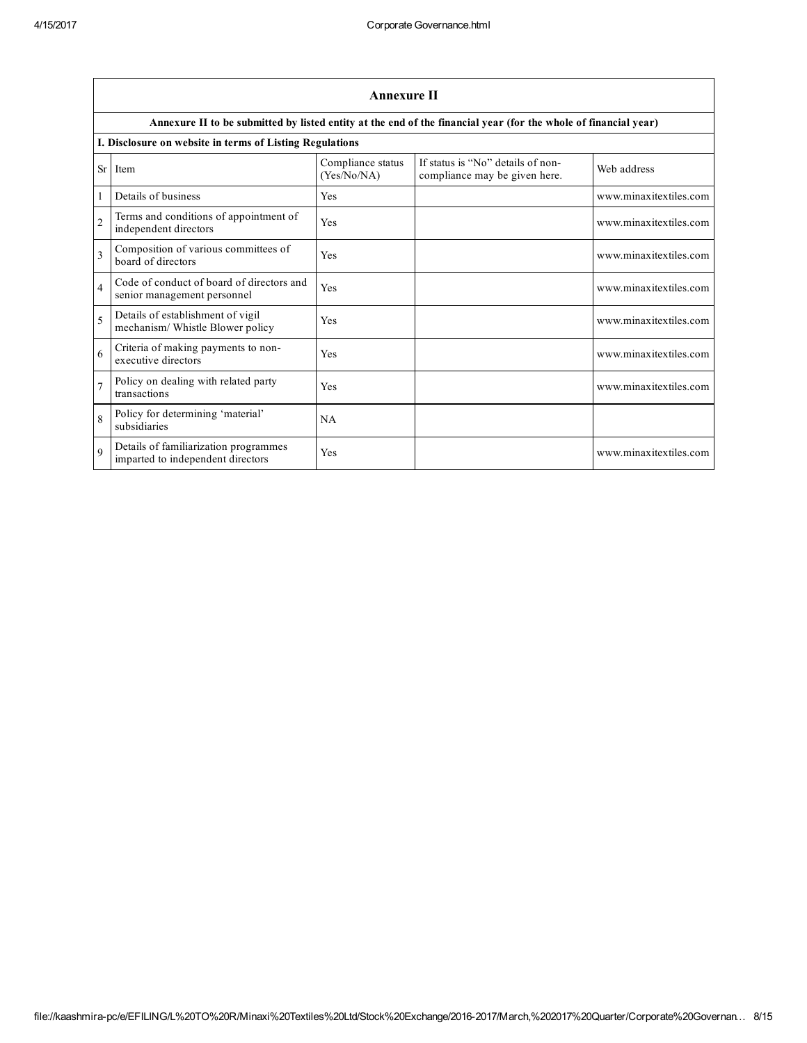## Annexure II

**Annexure II to be submitted by listed entity at the end of the financial year (for the whole of financial year)**

**I. Disclosure on website in terms of Listing Regulations**

| Sr | Item | Compliance status (Yes/No/NA) | If status is "No" details of non-compliance may be given here. | Web address |
|---|---|---|---|---|
| 1 | Details of business | Yes | | www.minaxitextiles.com |
| 2 | Terms and conditions of appointment of independent directors | Yes | | www.minaxitextiles.com |
| 3 | Composition of various committees of board of directors | Yes | | www.minaxitextiles.com |
| 4 | Code of conduct of board of directors and senior management personnel | Yes | | www.minaxitextiles.com |
| 5 | Details of establishment of vigil mechanism/ Whistle Blower policy | Yes | | www.minaxitextiles.com |
| 6 | Criteria of making payments to non-executive directors | Yes | | www.minaxitextiles.com |
| 7 | Policy on dealing with related party transactions | Yes | | www.minaxitextiles.com |
| 8 | Policy for determining 'material' subsidiaries | NA | | |
| 9 | Details of familiarization programmes imparted to independent directors | Yes | | www.minaxitextiles.com |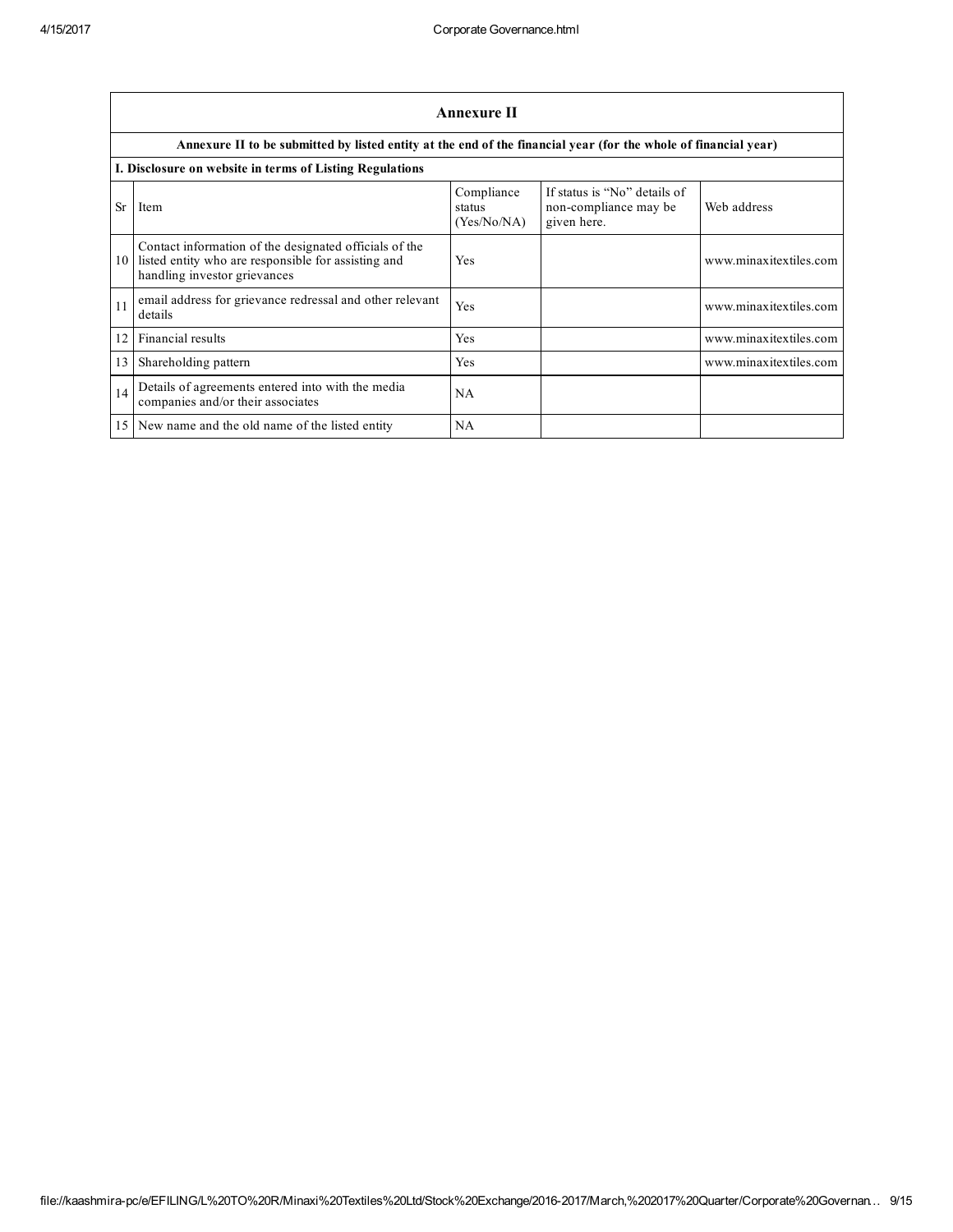| Annexure II | | | | |
|---|---|---|---|---|
| Annexure II to be submitted by listed entity at the end of the financial year (for the whole of financial year) | | | | |
| I. Disclosure on website in terms of Listing Regulations | | | | |
| Sr | Item | Compliance status (Yes/No/NA) | If status is "No" details of non-compliance may be given here. | Web address |
| 10 | Contact information of the designated officials of the listed entity who are responsible for assisting and handling investor grievances | Yes | | www.minaxitextiles.com |
| 11 | email address for grievance redressal and other relevant details | Yes | | www.minaxitextiles.com |
| 12 | Financial results | Yes | | www.minaxitextiles.com |
| 13 | Shareholding pattern | Yes | | www.minaxitextiles.com |
| 14 | Details of agreements entered into with the media companies and/or their associates | NA | | |
| 15 | New name and the old name of the listed entity | NA | | |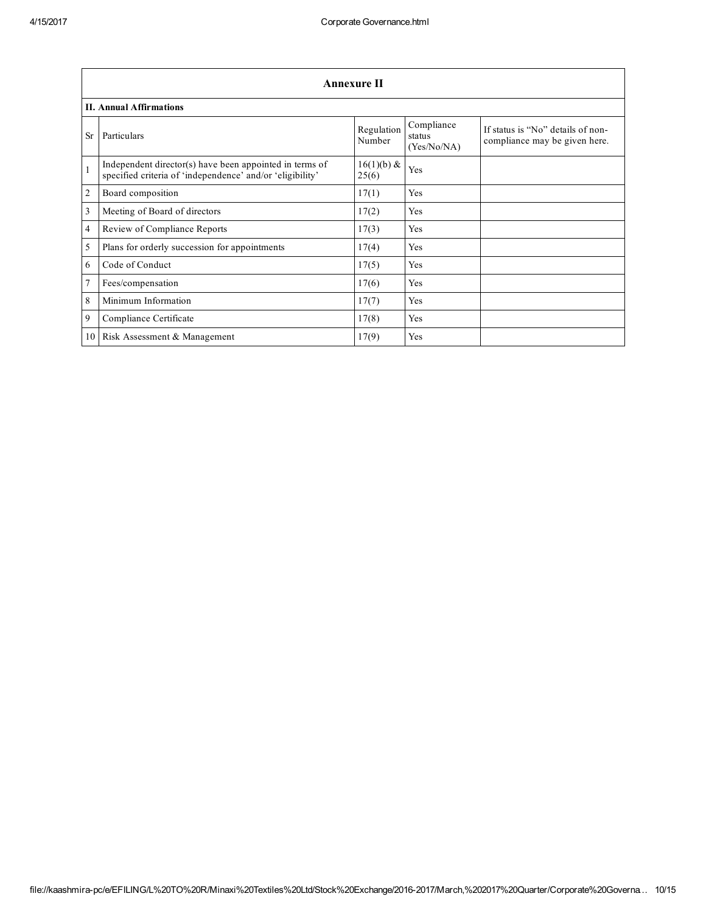| Annexure II | | | | |
|---|---|---|---|---|
| **II. Annual Affirmations** | | | | |
| Sr | Particulars | Regulation Number | Compliance status (Yes/No/NA) | If status is "No" details of non-compliance may be given here. |
| 1 | Independent director(s) have been appointed in terms of specified criteria of 'independence' and/or 'eligibility' | 16(1)(b) & 25(6) | Yes | |
| 2 | Board composition | 17(1) | Yes | |
| 3 | Meeting of Board of directors | 17(2) | Yes | |
| 4 | Review of Compliance Reports | 17(3) | Yes | |
| 5 | Plans for orderly succession for appointments | 17(4) | Yes | |
| 6 | Code of Conduct | 17(5) | Yes | |
| 7 | Fees/compensation | 17(6) | Yes | |
| 8 | Minimum Information | 17(7) | Yes | |
| 9 | Compliance Certificate | 17(8) | Yes | |
| 10 | Risk Assessment & Management | 17(9) | Yes | |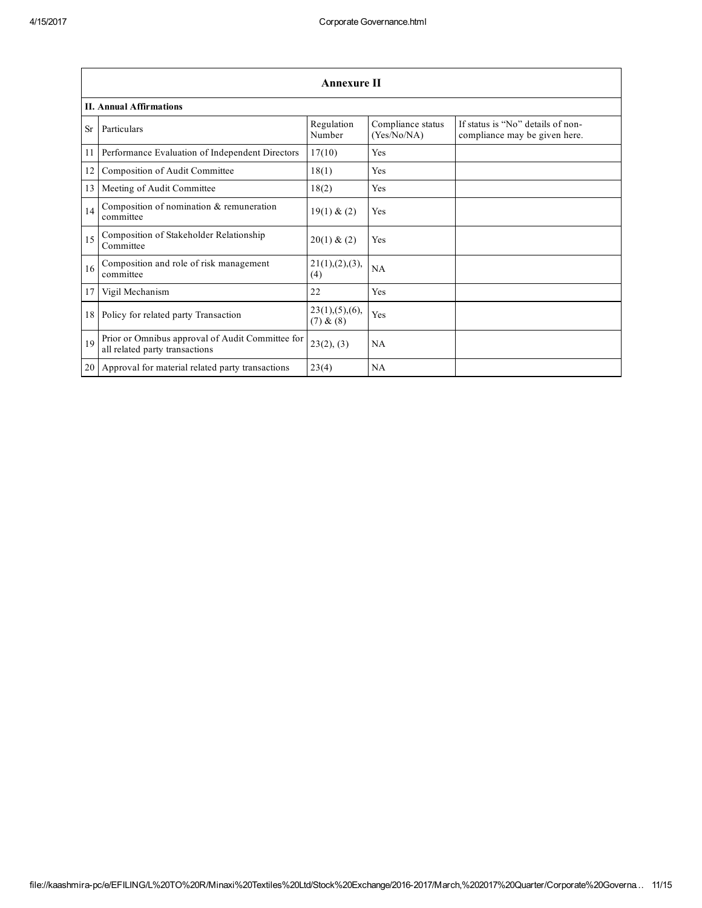| Annexure II | | | | |
|---|---|---|---|---|
| **II. Annual Affirmations** | | | | |
| Sr | Particulars | Regulation Number | Compliance status (Yes/No/NA) | If status is "No" details of non-compliance may be given here. |
| 11 | Performance Evaluation of Independent Directors | 17(10) | Yes | |
| 12 | Composition of Audit Committee | 18(1) | Yes | |
| 13 | Meeting of Audit Committee | 18(2) | Yes | |
| 14 | Composition of nomination & remuneration committee | 19(1) & (2) | Yes | |
| 15 | Composition of Stakeholder Relationship Committee | 20(1) & (2) | Yes | |
| 16 | Composition and role of risk management committee | 21(1),(2),(3),(4) | NA | |
| 17 | Vigil Mechanism | 22 | Yes | |
| 18 | Policy for related party Transaction | 23(1),(5),(6),(7) & (8) | Yes | |
| 19 | Prior or Omnibus approval of Audit Committee for all related party transactions | 23(2), (3) | NA | |
| 20 | Approval for material related party transactions | 23(4) | NA | |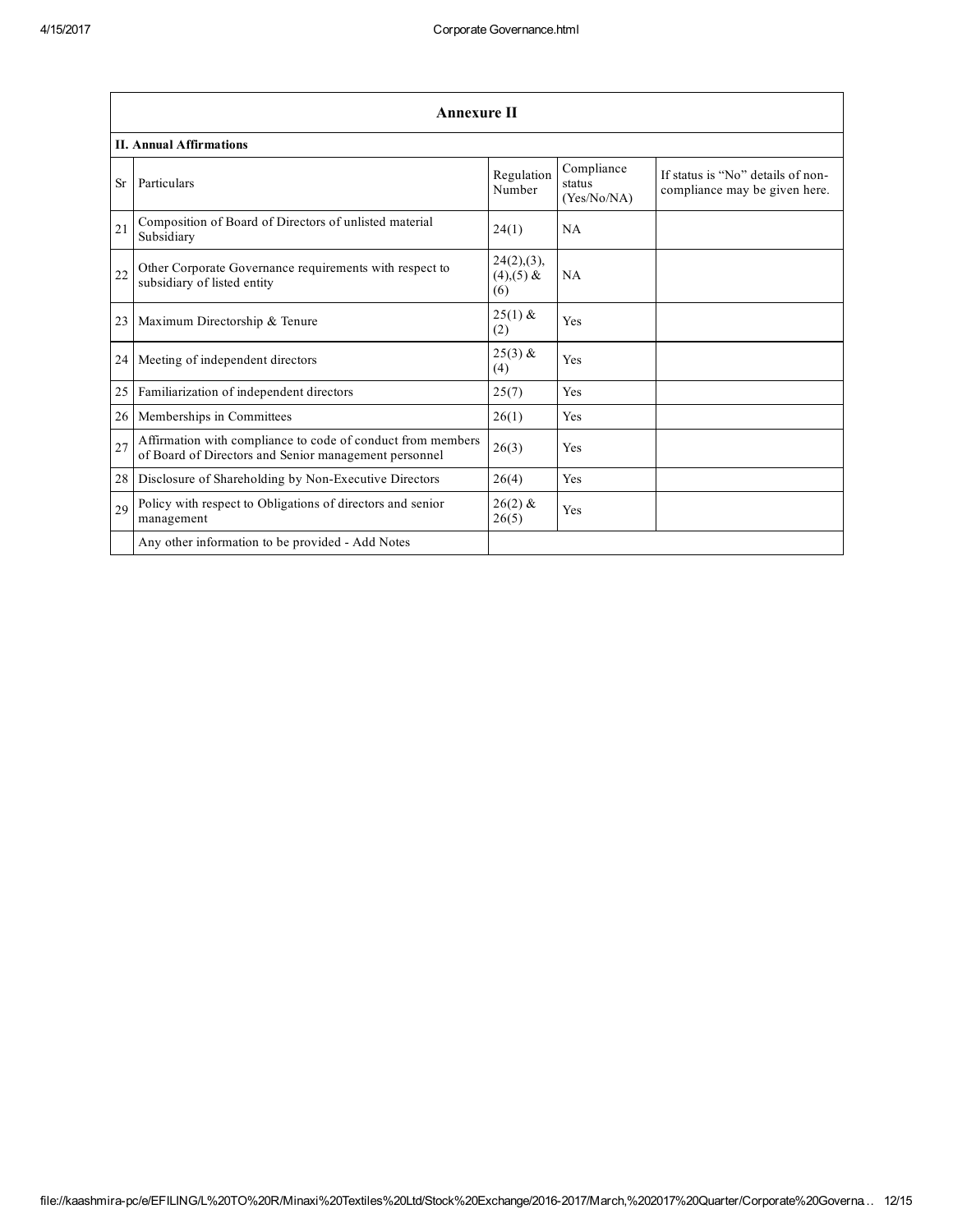| Annexure II | | | | |
|---|---|---|---|---|
| **II. Annual Affirmations** | | | | |
| Sr | Particulars | Regulation Number | Compliance status (Yes/No/NA) | If status is "No" details of non-compliance may be given here. |
| 21 | Composition of Board of Directors of unlisted material Subsidiary | 24(1) | NA | |
| 22 | Other Corporate Governance requirements with respect to subsidiary of listed entity | 24(2),(3),(4),(5) & (6) | NA | |
| 23 | Maximum Directorship & Tenure | 25(1) & (2) | Yes | |
| 24 | Meeting of independent directors | 25(3) & (4) | Yes | |
| 25 | Familiarization of independent directors | 25(7) | Yes | |
| 26 | Memberships in Committees | 26(1) | Yes | |
| 27 | Affirmation with compliance to code of conduct from members of Board of Directors and Senior management personnel | 26(3) | Yes | |
| 28 | Disclosure of Shareholding by Non-Executive Directors | 26(4) | Yes | |
| 29 | Policy with respect to Obligations of directors and senior management | 26(2) & 26(5) | Yes | |
| | Any other information to be provided - Add Notes | | | |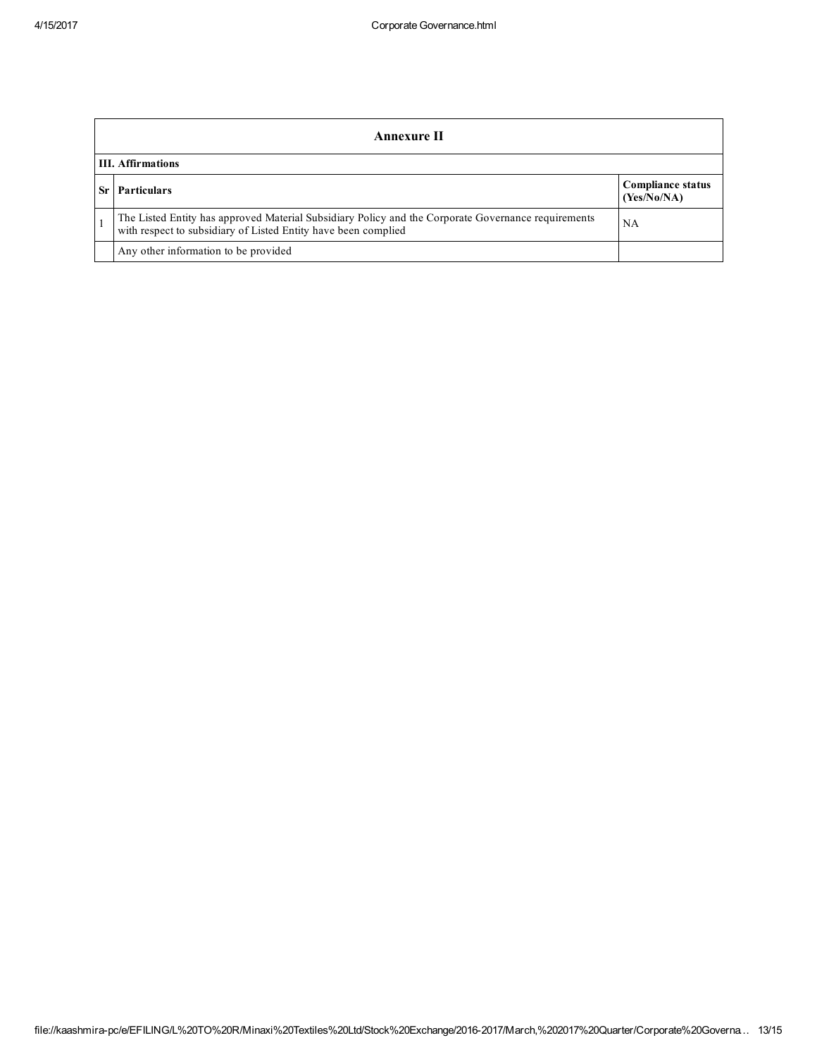| Annexure II | | |
|---|---|---|
| **III. Affirmations** | | |
| **Sr** | **Particulars** | **Compliance status (Yes/No/NA)** |
| 1 | The Listed Entity has approved Material Subsidiary Policy and the Corporate Governance requirements with respect to subsidiary of Listed Entity have been complied | NA |
| | Any other information to be provided | |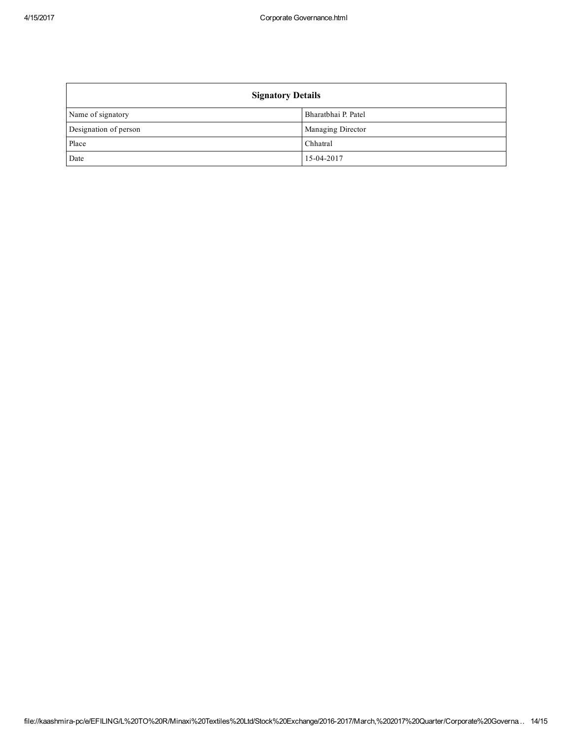| Signatory Details | |
|---|---|
| Name of signatory | Bharatbhai P. Patel |
| Designation of person | Managing Director |
| Place | Chhatral |
| Date | 15-04-2017 |